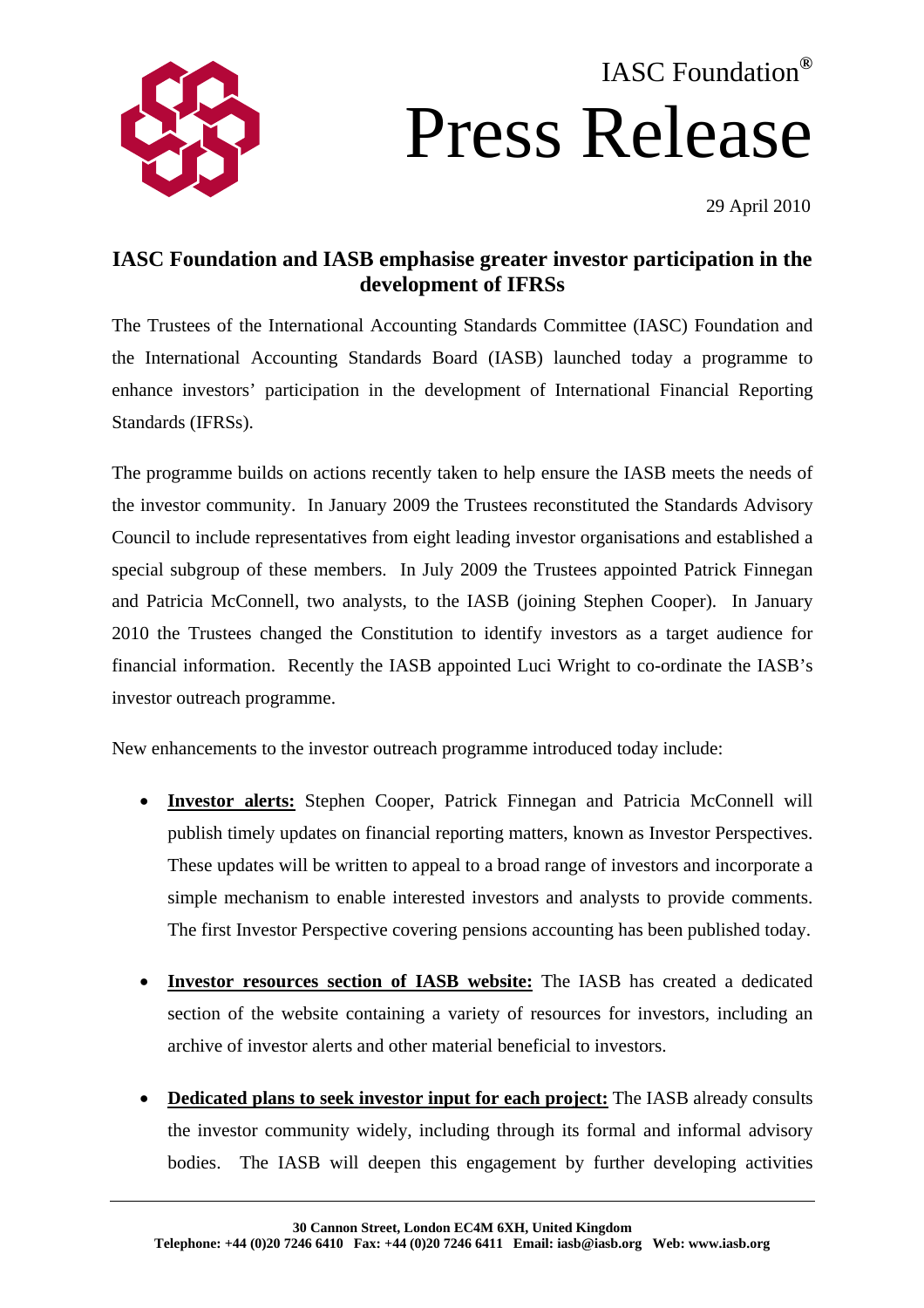IASC Foundation®

# Press Release

29 April 2010

## IASC Foundation and IASB emphasise greater investor participation in the development of IFRSs

The Trustees of the International Accounting Standards Committee (IASC) Foundation and the International Accounting Standards Board (IASB) launched today a programme to enhance investors' participation in the development of International Financial Reporting Standards (IFRSs).

The programme builds on actions recently taken to help ensure the IASB meets the needs of the investor community. In January 2009 the Trustees reconstituted the Standards Advisory Council to include representatives from eight leading investor organisations and established a special subgroup of these members. In July 2009 the Trustees appointed Patrick Finnegan and Patricia McConnell, two analysts, to the IASB (joining Stephen Cooper). In January 2010 the Trustees changed the Constitution to identify investors as a target audience for financial information. Recently the IASB appointed Luci Wright to co-ordinate the IASB's investor outreach programme.

New enhancements to the investor outreach programme introduced today include:

- **Investor alerts:** Stephen Cooper, Patrick Finnegan and Patricia McConnell will publish timely updates on financial reporting matters, known as Investor Perspectives. These updates will be written to appeal to a broad range of investors and incorporate a simple mechanism to enable interested investors and analysts to provide comments. The first Investor Perspective covering pensions accounting has been published today.

- **Investor resources section of IASB website:** The IASB has created a dedicated section of the website containing a variety of resources for investors, including an archive of investor alerts and other material beneficial to investors.

- **Dedicated plans to seek investor input for each project:** The IASB already consults the investor community widely, including through its formal and informal advisory bodies. The IASB will deepen this engagement by further developing activities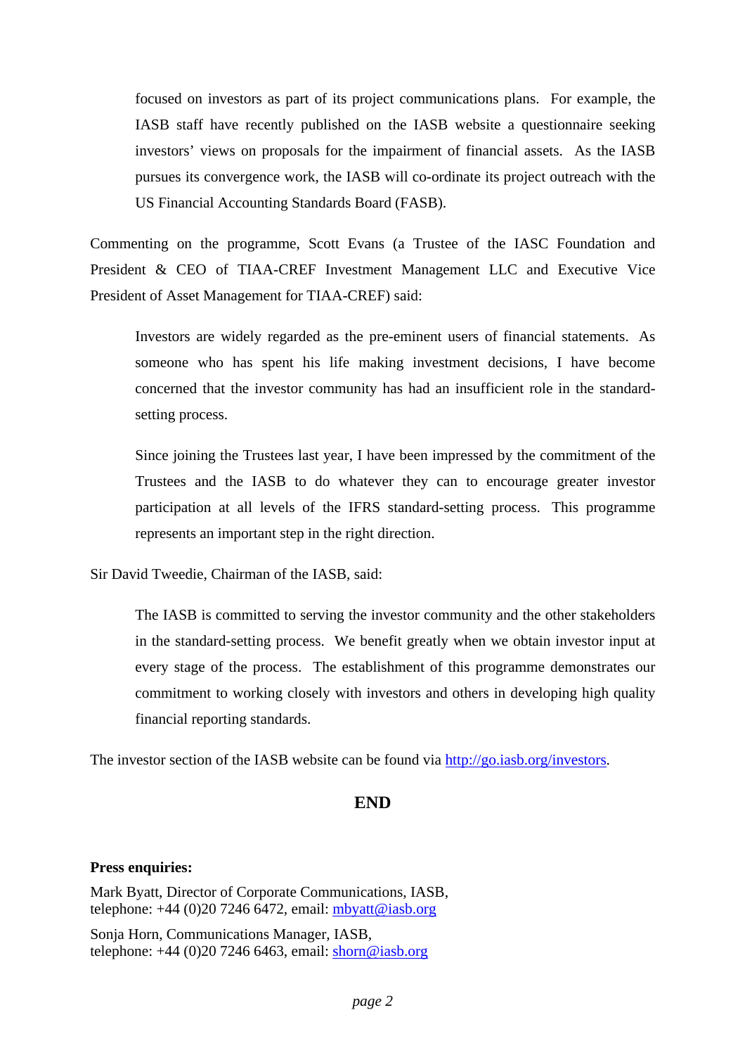> focused on investors as part of its project communications plans. For example, the IASB staff have recently published on the IASB website a questionnaire seeking investors' views on proposals for the impairment of financial assets. As the IASB pursues its convergence work, the IASB will co-ordinate its project outreach with the US Financial Accounting Standards Board (FASB).

Commenting on the programme, Scott Evans (a Trustee of the IASC Foundation and President & CEO of TIAA-CREF Investment Management LLC and Executive Vice President of Asset Management for TIAA-CREF) said:

> Investors are widely regarded as the pre-eminent users of financial statements. As someone who has spent his life making investment decisions, I have become concerned that the investor community has had an insufficient role in the standard-setting process.
>
> Since joining the Trustees last year, I have been impressed by the commitment of the Trustees and the IASB to do whatever they can to encourage greater investor participation at all levels of the IFRS standard-setting process. This programme represents an important step in the right direction.

Sir David Tweedie, Chairman of the IASB, said:

> The IASB is committed to serving the investor community and the other stakeholders in the standard-setting process. We benefit greatly when we obtain investor input at every stage of the process. The establishment of this programme demonstrates our commitment to working closely with investors and others in developing high quality financial reporting standards.

The investor section of the IASB website can be found via http://go.iasb.org/investors.

**END**

**Press enquiries:**

Mark Byatt, Director of Corporate Communications, IASB,
telephone: +44 (0)20 7246 6472, email: mbyatt@iasb.org

Sonja Horn, Communications Manager, IASB,
telephone: +44 (0)20 7246 6463, email: shorn@iasb.org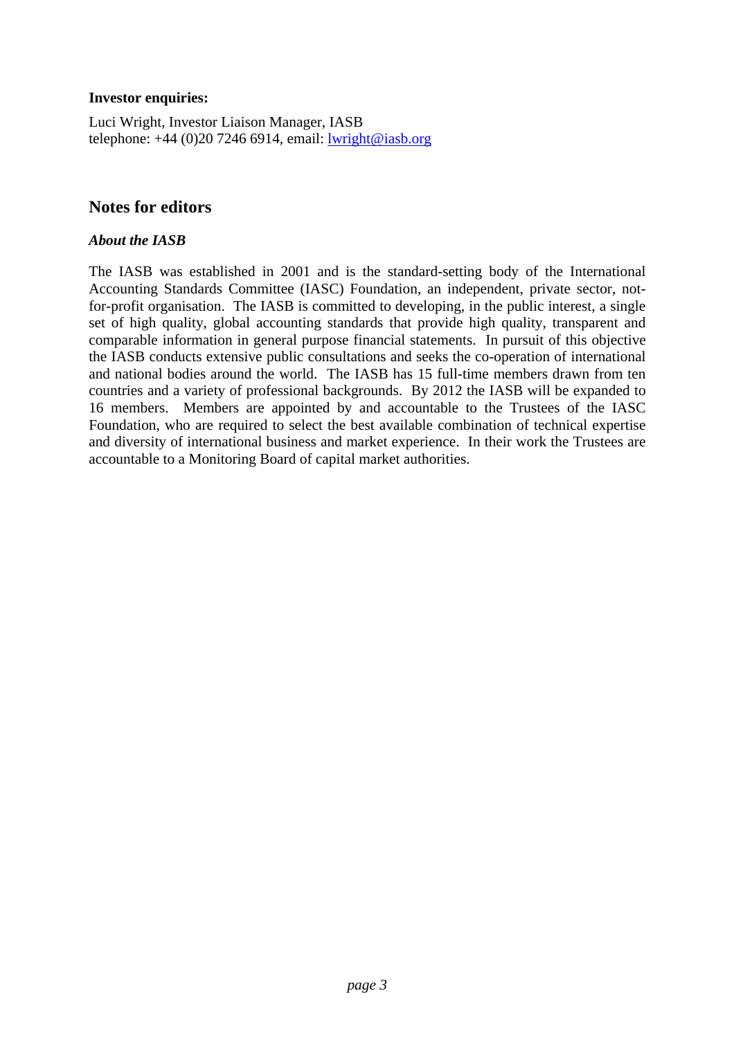**Investor enquiries:**

Luci Wright, Investor Liaison Manager, IASB
telephone: +44 (0)20 7246 6914, email: lwright@iasb.org

## Notes for editors

### *About the IASB*

The IASB was established in 2001 and is the standard-setting body of the International Accounting Standards Committee (IASC) Foundation, an independent, private sector, not-for-profit organisation. The IASB is committed to developing, in the public interest, a single set of high quality, global accounting standards that provide high quality, transparent and comparable information in general purpose financial statements. In pursuit of this objective the IASB conducts extensive public consultations and seeks the co-operation of international and national bodies around the world. The IASB has 15 full-time members drawn from ten countries and a variety of professional backgrounds. By 2012 the IASB will be expanded to 16 members. Members are appointed by and accountable to the Trustees of the IASC Foundation, who are required to select the best available combination of technical expertise and diversity of international business and market experience. In their work the Trustees are accountable to a Monitoring Board of capital market authorities.